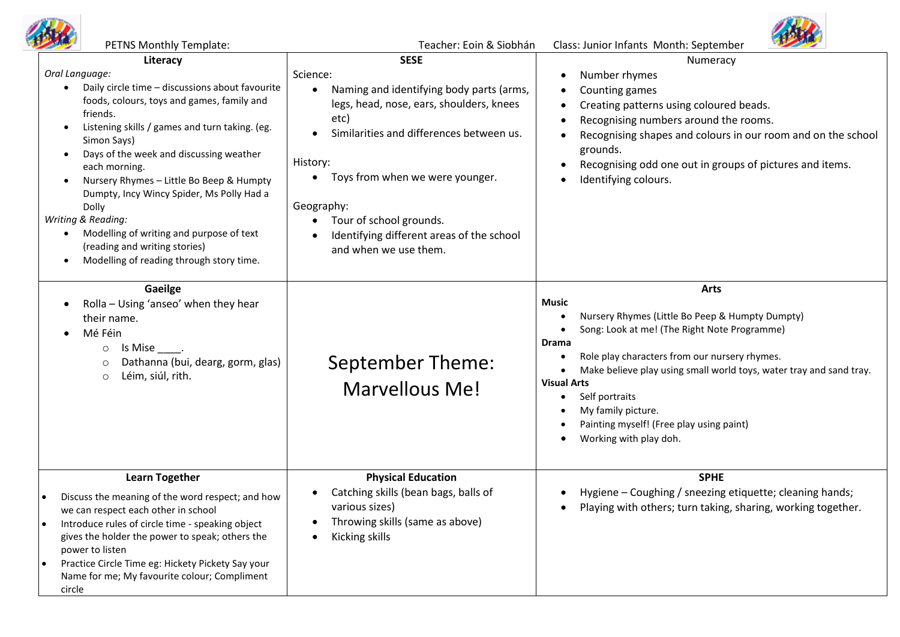PETNS Monthly Template: Teacher: Eoin & Siobhán Class: Junior Infants Month: September

## Literacy

*Oral Language:*

- Daily circle time – discussions about favourite foods, colours, toys and games, family and friends.
- Listening skills / games and turn taking. (eg. Simon Says)
- Days of the week and discussing weather each morning.
- Nursery Rhymes – Little Bo Beep & Humpty Dumpty, Incy Wincy Spider, Ms Polly Had a Dolly

*Writing & Reading:*

- Modelling of writing and purpose of text (reading and writing stories)
- Modelling of reading through story time.

## SESE

Science:

- Naming and identifying body parts (arms, legs, head, nose, ears, shoulders, knees etc)
- Similarities and differences between us.

History:

- Toys from when we were younger.

Geography:

- Tour of school grounds.
- Identifying different areas of the school and when we use them.

## Numeracy

- Number rhymes
- Counting games
- Creating patterns using coloured beads.
- Recognising numbers around the rooms.
- Recognising shapes and colours in our room and on the school grounds.
- Recognising odd one out in groups of pictures and items.
- Identifying colours.

## Gaeilge

- Rolla – Using 'anseo' when they hear their name.
- Mé Féin
  - Is Mise ____.
  - Dathanna (bui, dearg, gorm, glas)
  - Léim, siúl, rith.

## September Theme: Marvellous Me!

## Arts

**Music**

- Nursery Rhymes (Little Bo Peep & Humpty Dumpty)
- Song: Look at me! (The Right Note Programme)

**Drama**

- Role play characters from our nursery rhymes.
- Make believe play using small world toys, water tray and sand tray.

**Visual Arts**

- Self portraits
- My family picture.
- Painting myself! (Free play using paint)
- Working with play doh.

## Learn Together

- Discuss the meaning of the word respect; and how we can respect each other in school
- Introduce rules of circle time - speaking object gives the holder the power to speak; others the power to listen
- Practice Circle Time eg: Hickety Pickety Say your Name for me; My favourite colour; Compliment circle

## Physical Education

- Catching skills (bean bags, balls of various sizes)
- Throwing skills (same as above)
- Kicking skills

## SPHE

- Hygiene – Coughing / sneezing etiquette; cleaning hands;
- Playing with others; turn taking, sharing, working together.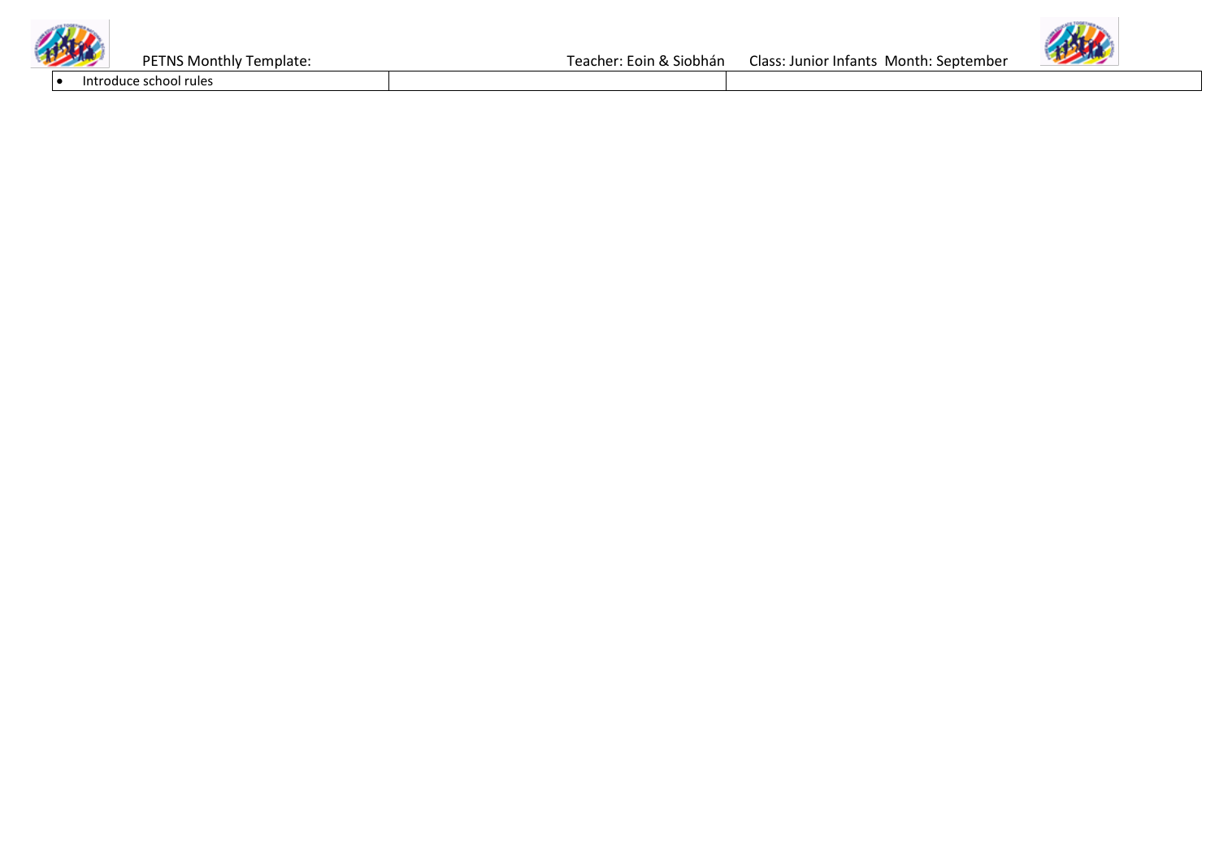| | | |
|---|---|---|
| • Introduce school rules | | |